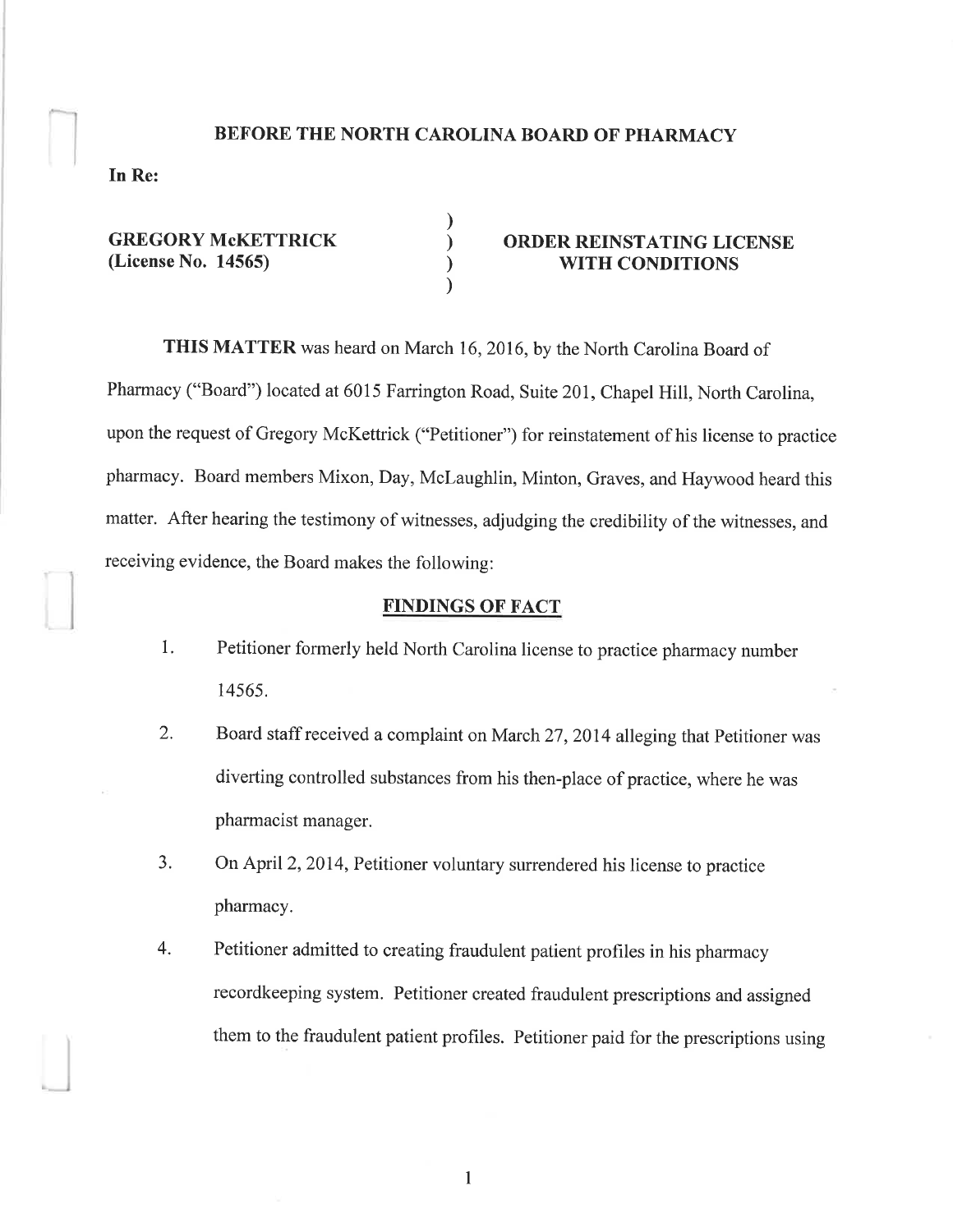**BEFORE THE NORTH CAROLINA BOARD OF PHARMACY**

**In Re:**

| | | |
|---|---|---|
| **GREGORY McKETTRICK** | ) | **ORDER REINSTATING LICENSE** |
| **(License No. 14565)** | ) | **WITH CONDITIONS** |

**THIS MATTER** was heard on March 16, 2016, by the North Carolina Board of Pharmacy ("Board") located at 6015 Farrington Road, Suite 201, Chapel Hill, North Carolina, upon the request of Gregory McKettrick ("Petitioner") for reinstatement of his license to practice pharmacy. Board members Mixon, Day, McLaughlin, Minton, Graves, and Haywood heard this matter. After hearing the testimony of witnesses, adjudging the credibility of the witnesses, and receiving evidence, the Board makes the following:

## FINDINGS OF FACT

1. Petitioner formerly held North Carolina license to practice pharmacy number 14565.
2. Board staff received a complaint on March 27, 2014 alleging that Petitioner was diverting controlled substances from his then-place of practice, where he was pharmacist manager.
3. On April 2, 2014, Petitioner voluntary surrendered his license to practice pharmacy.
4. Petitioner admitted to creating fraudulent patient profiles in his pharmacy recordkeeping system. Petitioner created fraudulent prescriptions and assigned them to the fraudulent patient profiles. Petitioner paid for the prescriptions using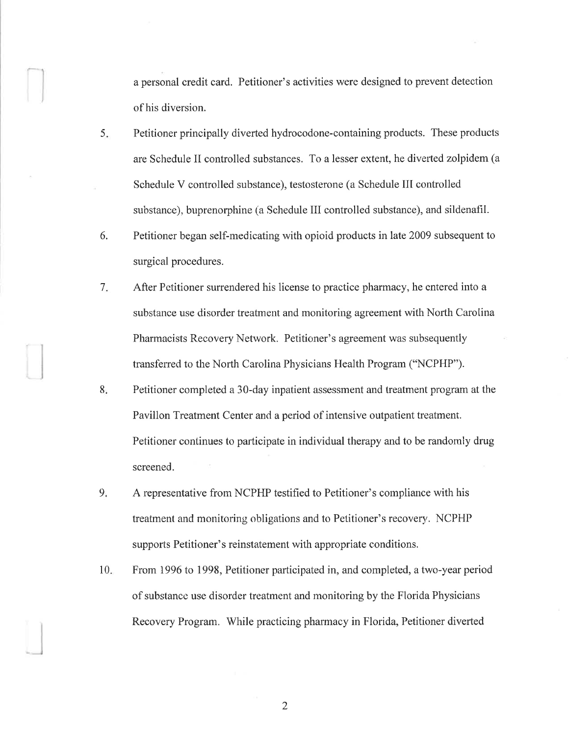a personal credit card. Petitioner's activities were designed to prevent detection of his diversion.

5. Petitioner principally diverted hydrocodone-containing products. These products are Schedule II controlled substances. To a lesser extent, he diverted zolpidem (a Schedule V controlled substance), testosterone (a Schedule III controlled substance), buprenorphine (a Schedule III controlled substance), and sildenafil.

6. Petitioner began self-medicating with opioid products in late 2009 subsequent to surgical procedures.

7. After Petitioner surrendered his license to practice pharmacy, he entered into a substance use disorder treatment and monitoring agreement with North Carolina Pharmacists Recovery Network. Petitioner's agreement was subsequently transferred to the North Carolina Physicians Health Program ("NCPHP").

8. Petitioner completed a 30-day inpatient assessment and treatment program at the Pavillon Treatment Center and a period of intensive outpatient treatment. Petitioner continues to participate in individual therapy and to be randomly drug screened.

9. A representative from NCPHP testified to Petitioner's compliance with his treatment and monitoring obligations and to Petitioner's recovery. NCPHP supports Petitioner's reinstatement with appropriate conditions.

10. From 1996 to 1998, Petitioner participated in, and completed, a two-year period of substance use disorder treatment and monitoring by the Florida Physicians Recovery Program. While practicing pharmacy in Florida, Petitioner diverted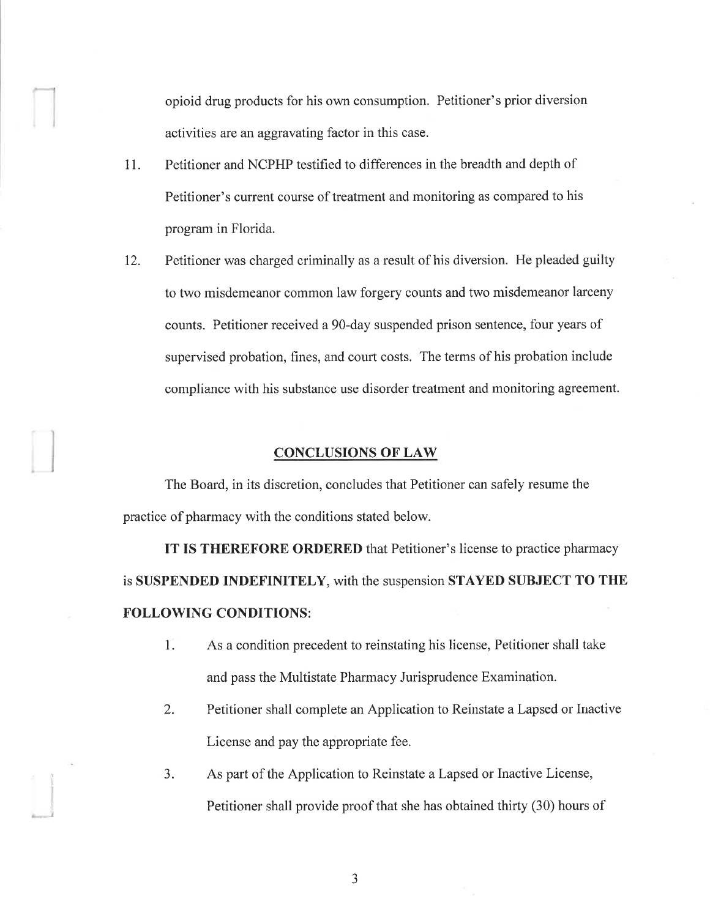opioid drug products for his own consumption. Petitioner's prior diversion activities are an aggravating factor in this case.

11. Petitioner and NCPHP testified to differences in the breadth and depth of Petitioner's current course of treatment and monitoring as compared to his program in Florida.

12. Petitioner was charged criminally as a result of his diversion. He pleaded guilty to two misdemeanor common law forgery counts and two misdemeanor larceny counts. Petitioner received a 90-day suspended prison sentence, four years of supervised probation, fines, and court costs. The terms of his probation include compliance with his substance use disorder treatment and monitoring agreement.

## CONCLUSIONS OF LAW

The Board, in its discretion, concludes that Petitioner can safely resume the practice of pharmacy with the conditions stated below.

**IT IS THEREFORE ORDERED** that Petitioner's license to practice pharmacy is **SUSPENDED INDEFINITELY**, with the suspension **STAYED SUBJECT TO THE FOLLOWING CONDITIONS**:

1. As a condition precedent to reinstating his license, Petitioner shall take and pass the Multistate Pharmacy Jurisprudence Examination.

2. Petitioner shall complete an Application to Reinstate a Lapsed or Inactive License and pay the appropriate fee.

3. As part of the Application to Reinstate a Lapsed or Inactive License, Petitioner shall provide proof that she has obtained thirty (30) hours of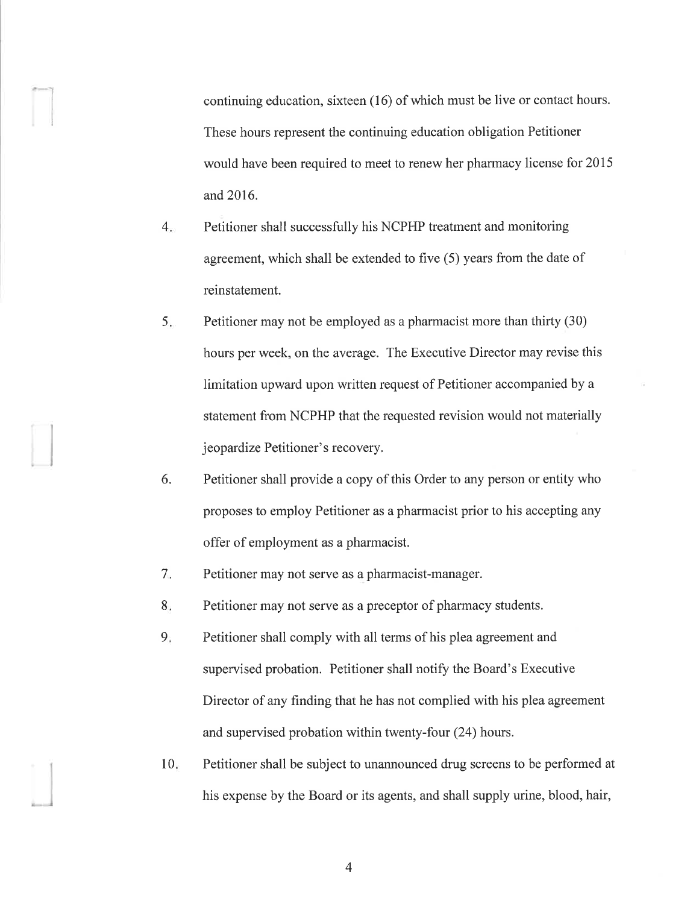continuing education, sixteen (16) of which must be live or contact hours. These hours represent the continuing education obligation Petitioner would have been required to meet to renew her pharmacy license for 2015 and 2016.

4. Petitioner shall successfully his NCPHP treatment and monitoring agreement, which shall be extended to five (5) years from the date of reinstatement.

5. Petitioner may not be employed as a pharmacist more than thirty (30) hours per week, on the average. The Executive Director may revise this limitation upward upon written request of Petitioner accompanied by a statement from NCPHP that the requested revision would not materially jeopardize Petitioner's recovery.

6. Petitioner shall provide a copy of this Order to any person or entity who proposes to employ Petitioner as a pharmacist prior to his accepting any offer of employment as a pharmacist.

7. Petitioner may not serve as a pharmacist-manager.

8. Petitioner may not serve as a preceptor of pharmacy students.

9. Petitioner shall comply with all terms of his plea agreement and supervised probation. Petitioner shall notify the Board's Executive Director of any finding that he has not complied with his plea agreement and supervised probation within twenty-four (24) hours.

10. Petitioner shall be subject to unannounced drug screens to be performed at his expense by the Board or its agents, and shall supply urine, blood, hair,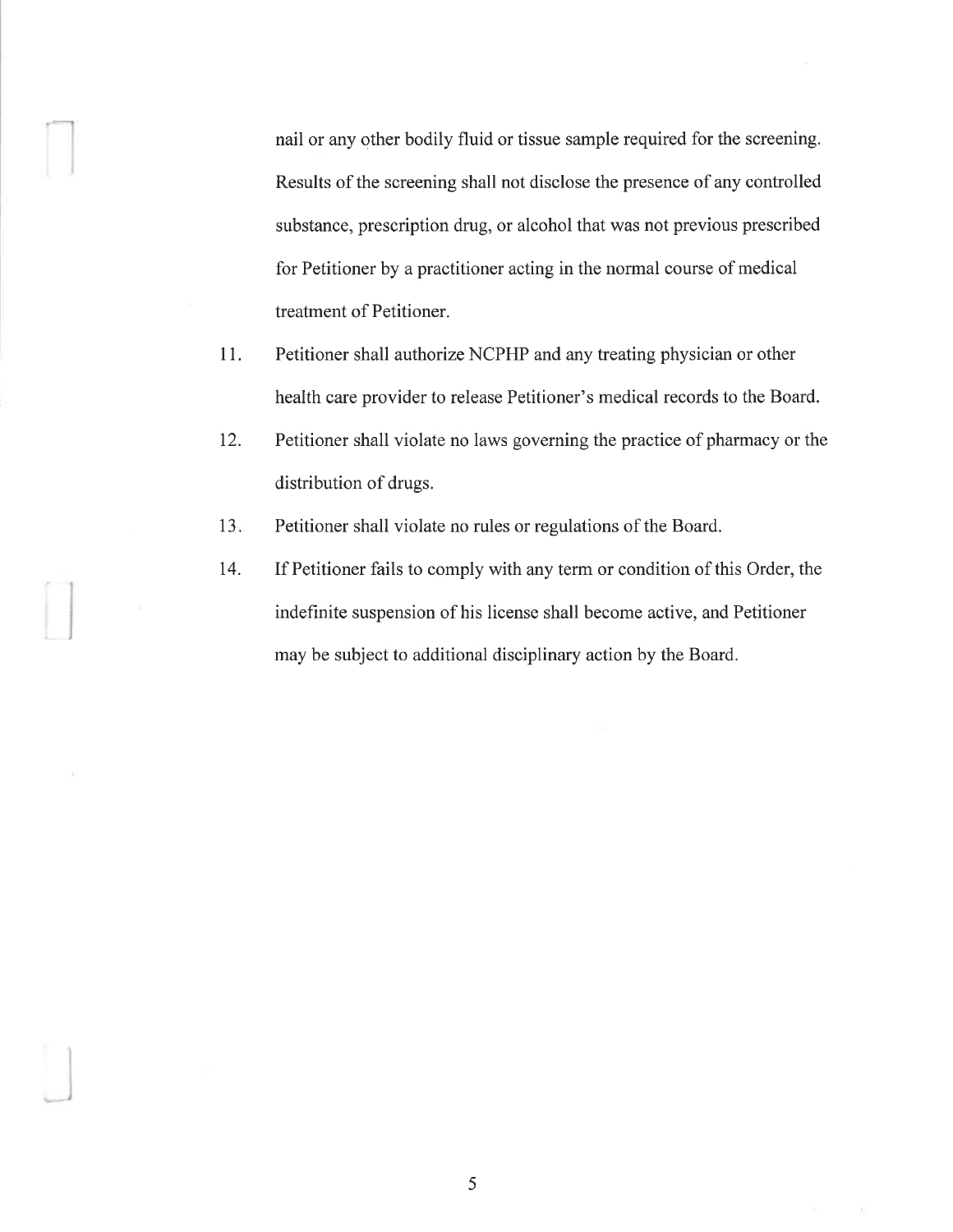nail or any other bodily fluid or tissue sample required for the screening. Results of the screening shall not disclose the presence of any controlled substance, prescription drug, or alcohol that was not previous prescribed for Petitioner by a practitioner acting in the normal course of medical treatment of Petitioner.

11. Petitioner shall authorize NCPHP and any treating physician or other health care provider to release Petitioner's medical records to the Board.

12. Petitioner shall violate no laws governing the practice of pharmacy or the distribution of drugs.

13. Petitioner shall violate no rules or regulations of the Board.

14. If Petitioner fails to comply with any term or condition of this Order, the indefinite suspension of his license shall become active, and Petitioner may be subject to additional disciplinary action by the Board.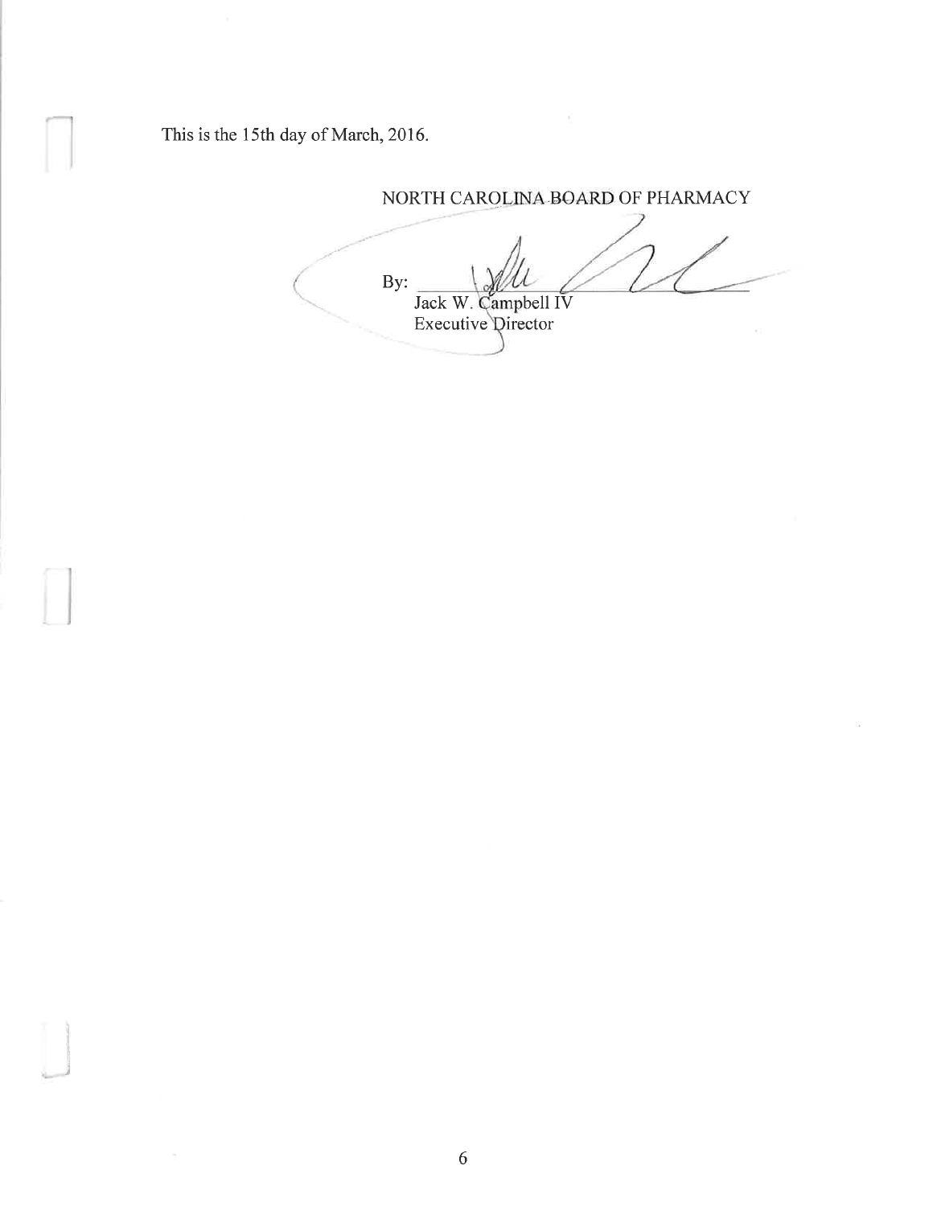This is the 15th day of March, 2016.

NORTH CAROLINA BOARD OF PHARMACY

By: ______________________

Jack W. Campbell IV
Executive Director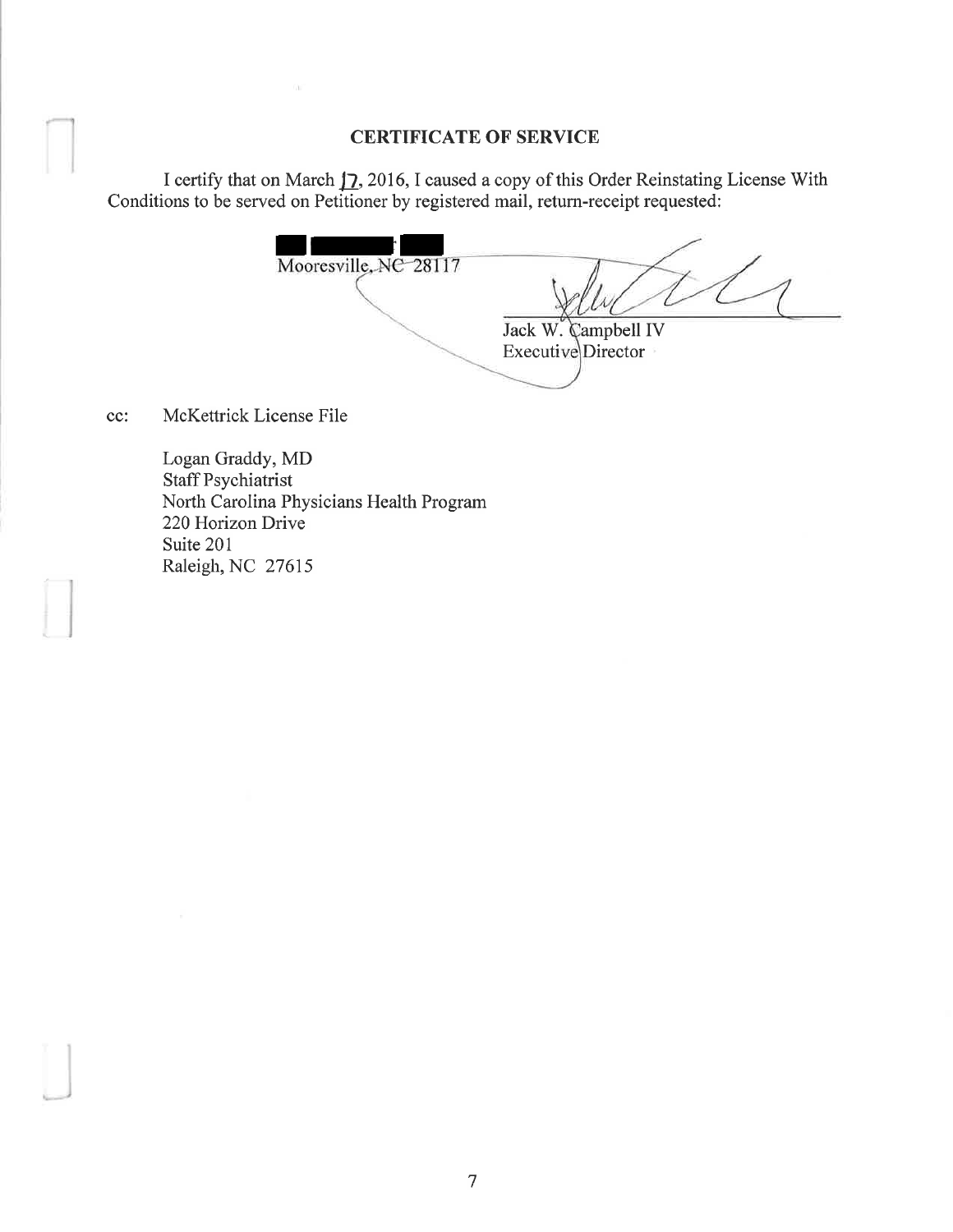## CERTIFICATE OF SERVICE

I certify that on March 17, 2016, I caused a copy of this Order Reinstating License With Conditions to be served on Petitioner by registered mail, return-receipt requested:

Mooresville, NC 28117

Jack W. Campbell IV
Executive Director

cc: McKettrick License File

Logan Graddy, MD
Staff Psychiatrist
North Carolina Physicians Health Program
220 Horizon Drive
Suite 201
Raleigh, NC 27615